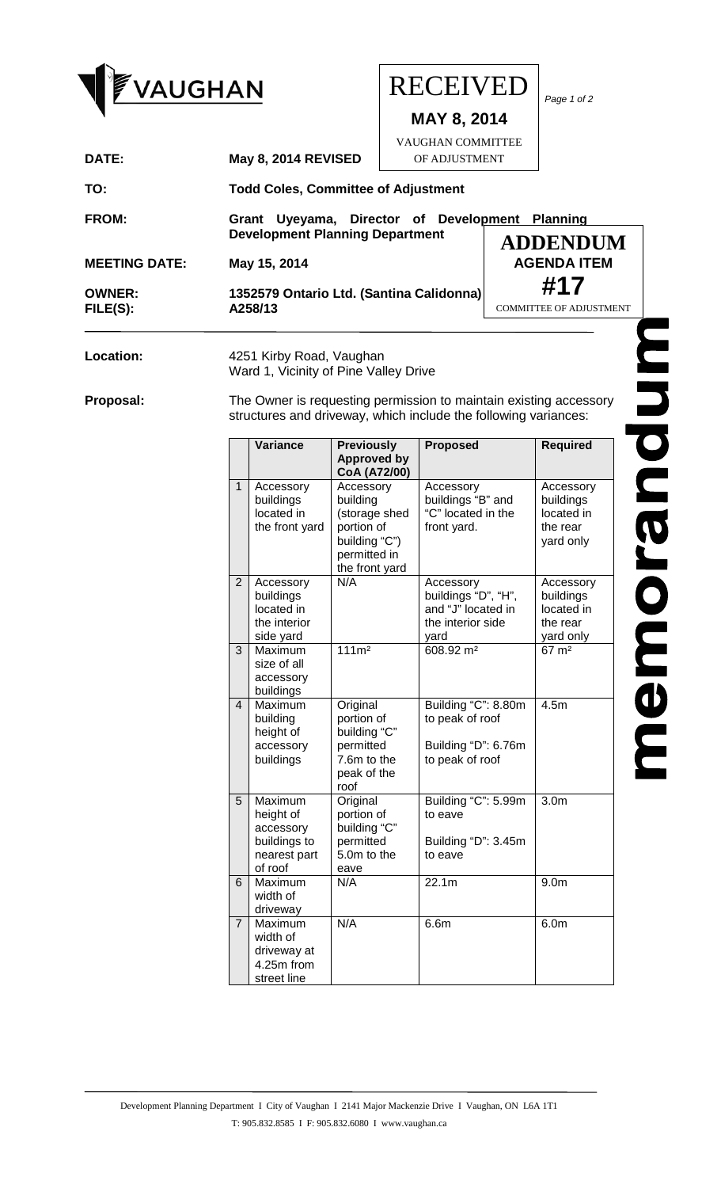VAUGHAN

RECEIVED

**MAY 8, 2014**

VAUGHAN COMMITTEE OF ADJUSTMENT

**ADDENDUM AGENDA ITEM #17**

COMMITTEE OF ADJUSTMENT

**memorandum**

| | |
|---|---|
| **DATE:** | **May 8, 2014 REVISED** |
| **TO:** | **Todd Coles, Committee of Adjustment** |
| **FROM:** | **Grant Uyeyama, Director of Development Planning Development Planning Department** |
| **MEETING DATE:** | **May 15, 2014** |
| **OWNER:** | **1352579 Ontario Ltd. (Santina Calidonna)** |
| **FILE(S):** | **A258/13** |

**Location:** 4251 Kirby Road, Vaughan
Ward 1, Vicinity of Pine Valley Drive

**Proposal:** The Owner is requesting permission to maintain existing accessory structures and driveway, which include the following variances:

| | Variance | Previously Approved by CoA (A72/00) | Proposed | Required |
|---|---|---|---|---|
| 1 | Accessory buildings located in the front yard | Accessory building (storage shed portion of building "C") permitted in the front yard | Accessory buildings "B" and "C" located in the front yard. | Accessory buildings located in the rear yard only |
| 2 | Accessory buildings located in the interior side yard | N/A | Accessory buildings "D", "H", and "J" located in the interior side yard | Accessory buildings located in the rear yard only |
| 3 | Maximum size of all accessory buildings | 111m² | 608.92 m² | 67 m² |
| 4 | Maximum building height of accessory buildings | Original portion of building "C" permitted 7.6m to the peak of the roof | Building "C": 8.80m to peak of roof<br><br>Building "D": 6.76m to peak of roof | 4.5m |
| 5 | Maximum height of accessory buildings to nearest part of roof | Original portion of building "C" permitted 5.0m to the eave | Building "C": 5.99m to eave<br><br>Building "D": 3.45m to eave | 3.0m |
| 6 | Maximum width of driveway | N/A | 22.1m | 9.0m |
| 7 | Maximum width of driveway at 4.25m from street line | N/A | 6.6m | 6.0m |

Development Planning Department I City of Vaughan I 2141 Major Mackenzie Drive I Vaughan, ON L6A 1T1
T: 905.832.8585 I F: 905.832.6080 I www.vaughan.ca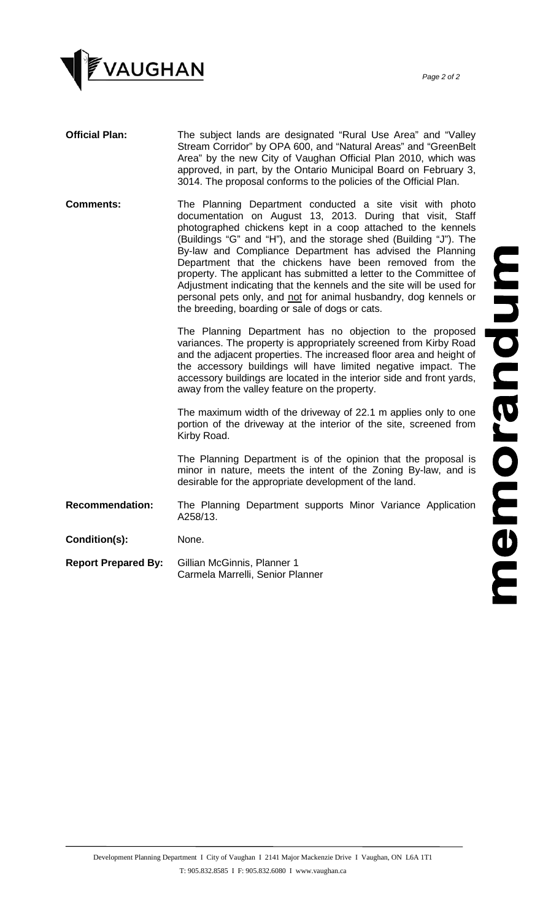**Official Plan:** The subject lands are designated "Rural Use Area" and "Valley Stream Corridor" by OPA 600, and "Natural Areas" and "GreenBelt Area" by the new City of Vaughan Official Plan 2010, which was approved, in part, by the Ontario Municipal Board on February 3, 3014. The proposal conforms to the policies of the Official Plan.

**Comments:** The Planning Department conducted a site visit with photo documentation on August 13, 2013. During that visit, Staff photographed chickens kept in a coop attached to the kennels (Buildings "G" and "H"), and the storage shed (Building "J"). The By-law and Compliance Department has advised the Planning Department that the chickens have been removed from the property. The applicant has submitted a letter to the Committee of Adjustment indicating that the kennels and the site will be used for personal pets only, and not for animal husbandry, dog kennels or the breeding, boarding or sale of dogs or cats.

The Planning Department has no objection to the proposed variances. The property is appropriately screened from Kirby Road and the adjacent properties. The increased floor area and height of the accessory buildings will have limited negative impact. The accessory buildings are located in the interior side and front yards, away from the valley feature on the property.

The maximum width of the driveway of 22.1 m applies only to one portion of the driveway at the interior of the site, screened from Kirby Road.

The Planning Department is of the opinion that the proposal is minor in nature, meets the intent of the Zoning By-law, and is desirable for the appropriate development of the land.

**Recommendation:** The Planning Department supports Minor Variance Application A258/13.

**Condition(s):** None.

**Report Prepared By:** Gillian McGinnis, Planner 1
Carmela Marrelli, Senior Planner